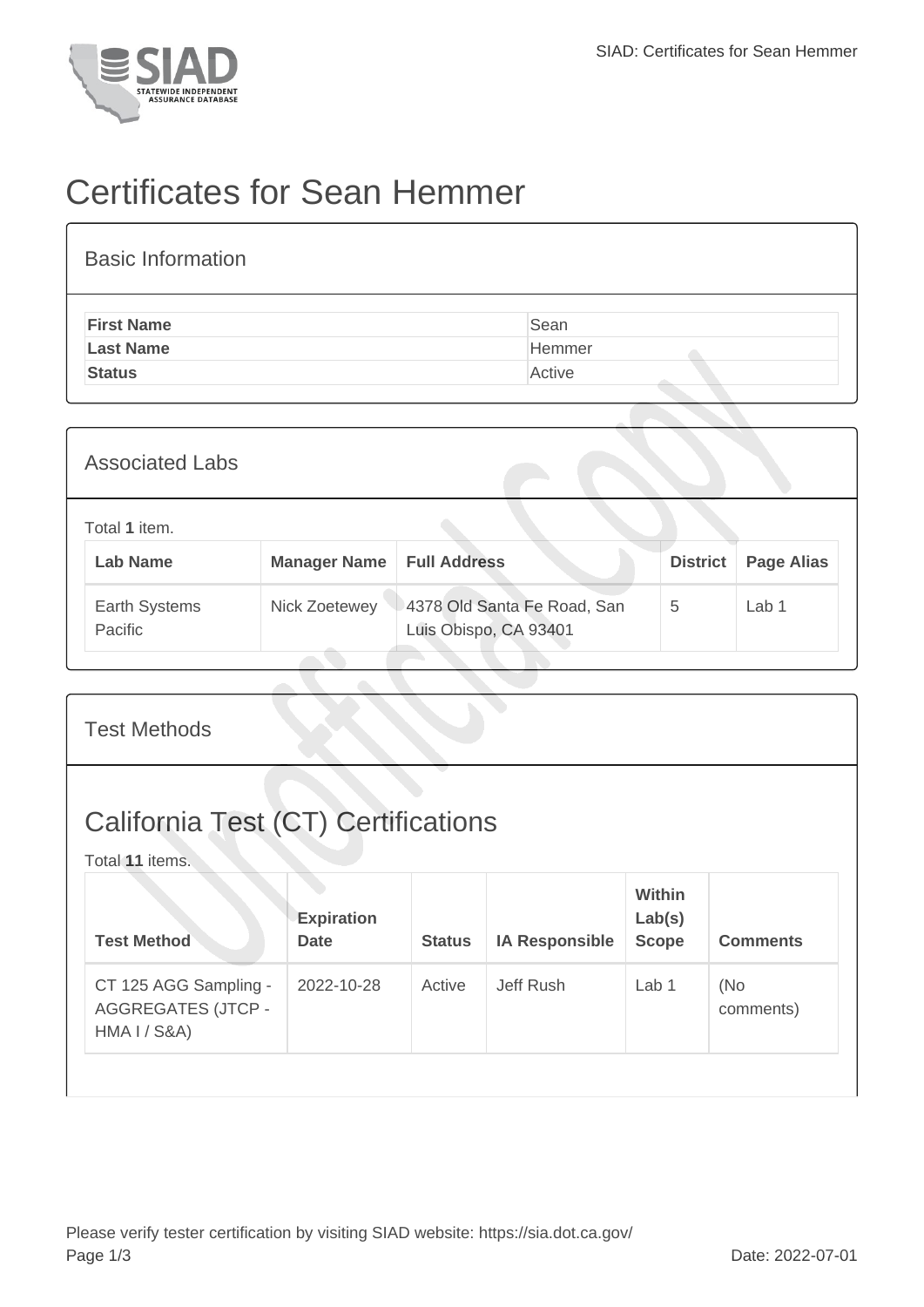# Certificates for Sean Hemmer

## Basic Information

| | |
|---|---|
| **First Name** | Sean |
| **Last Name** | Hemmer |
| **Status** | Active |

## Associated Labs

Total **1** item.

| Lab Name | Manager Name | Full Address | District | Page Alias |
|---|---|---|---|---|
| Earth Systems Pacific | Nick Zoetewey | 4378 Old Santa Fe Road, San Luis Obispo, CA 93401 | 5 | Lab 1 |

## Test Methods

## California Test (CT) Certifications

Total **11** items.

| Test Method | Expiration Date | Status | IA Responsible | Within Lab(s) Scope | Comments |
|---|---|---|---|---|---|
| CT 125 AGG Sampling - AGGREGATES (JTCP - HMA I / S&A) | 2022-10-28 | Active | Jeff Rush | Lab 1 | (No comments) |

Please verify tester certification by visiting SIAD website: https://sia.dot.ca.gov/

Date: 2022-07-01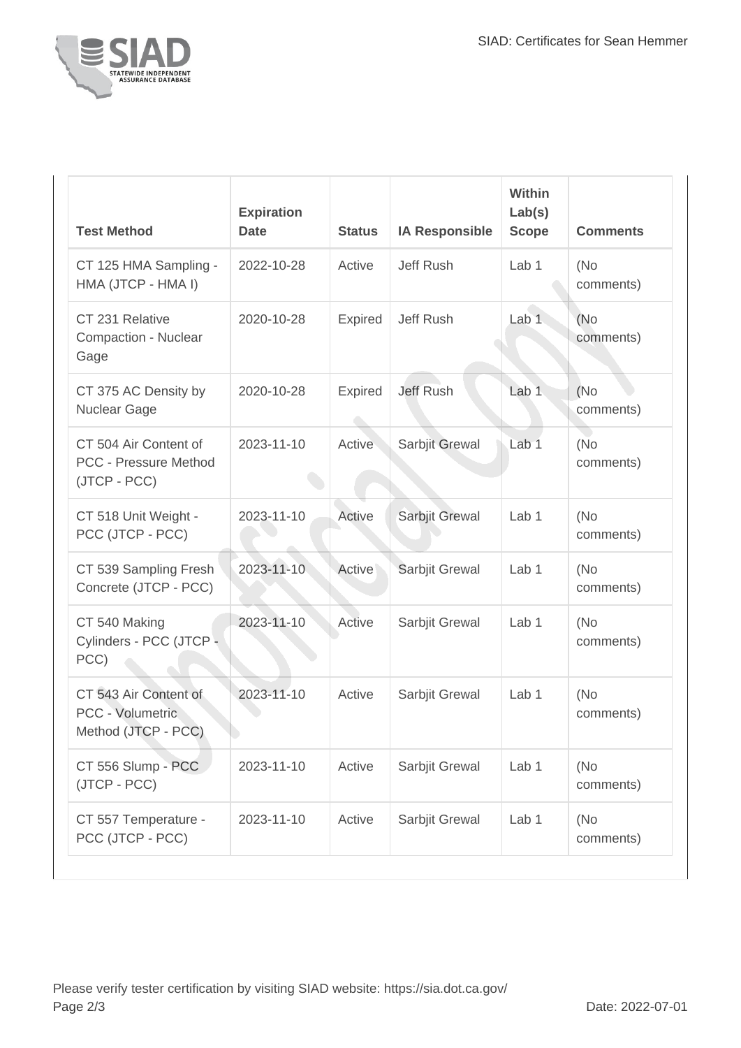| Test Method | Expiration Date | Status | IA Responsible | Within Lab(s) Scope | Comments |
|---|---|---|---|---|---|
| CT 125 HMA Sampling - HMA (JTCP - HMA I) | 2022-10-28 | Active | Jeff Rush | Lab 1 | (No comments) |
| CT 231 Relative Compaction - Nuclear Gage | 2020-10-28 | Expired | Jeff Rush | Lab 1 | (No comments) |
| CT 375 AC Density by Nuclear Gage | 2020-10-28 | Expired | Jeff Rush | Lab 1 | (No comments) |
| CT 504 Air Content of PCC - Pressure Method (JTCP - PCC) | 2023-11-10 | Active | Sarbjit Grewal | Lab 1 | (No comments) |
| CT 518 Unit Weight - PCC (JTCP - PCC) | 2023-11-10 | Active | Sarbjit Grewal | Lab 1 | (No comments) |
| CT 539 Sampling Fresh Concrete (JTCP - PCC) | 2023-11-10 | Active | Sarbjit Grewal | Lab 1 | (No comments) |
| CT 540 Making Cylinders - PCC (JTCP - PCC) | 2023-11-10 | Active | Sarbjit Grewal | Lab 1 | (No comments) |
| CT 543 Air Content of PCC - Volumetric Method (JTCP - PCC) | 2023-11-10 | Active | Sarbjit Grewal | Lab 1 | (No comments) |
| CT 556 Slump - PCC (JTCP - PCC) | 2023-11-10 | Active | Sarbjit Grewal | Lab 1 | (No comments) |
| CT 557 Temperature - PCC (JTCP - PCC) | 2023-11-10 | Active | Sarbjit Grewal | Lab 1 | (No comments) |

Please verify tester certification by visiting SIAD website: https://sia.dot.ca.gov/

Date: 2022-07-01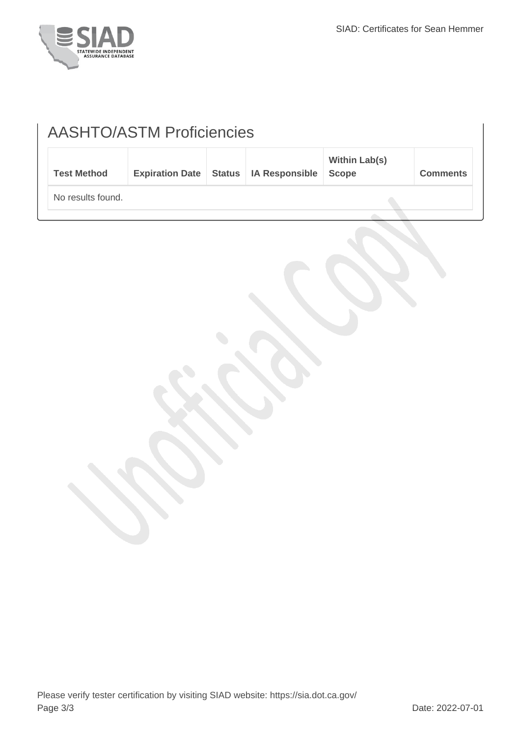## AASHTO/ASTM Proficiencies

| Test Method | Expiration Date | Status | IA Responsible | Within Lab(s) Scope | Comments |
|---|---|---|---|---|---|
| No results found. | | | | | |

Please verify tester certification by visiting SIAD website: https://sia.dot.ca.gov/

Date: 2022-07-01